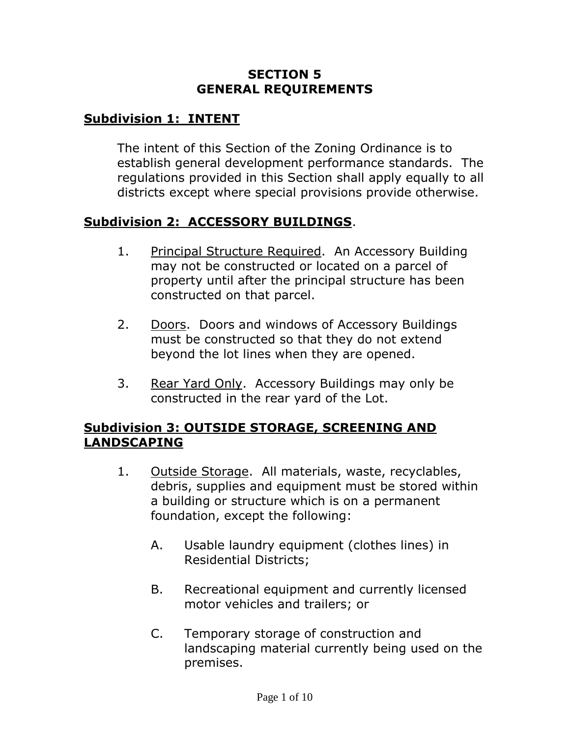# SECTION 5
# GENERAL REQUIREMENTS

## Subdivision 1: INTENT

The intent of this Section of the Zoning Ordinance is to establish general development performance standards. The regulations provided in this Section shall apply equally to all districts except where special provisions provide otherwise.

## Subdivision 2: ACCESSORY BUILDINGS.

1. Principal Structure Required. An Accessory Building may not be constructed or located on a parcel of property until after the principal structure has been constructed on that parcel.

2. Doors. Doors and windows of Accessory Buildings must be constructed so that they do not extend beyond the lot lines when they are opened.

3. Rear Yard Only. Accessory Buildings may only be constructed in the rear yard of the Lot.

## Subdivision 3: OUTSIDE STORAGE, SCREENING AND LANDSCAPING

1. Outside Storage. All materials, waste, recyclables, debris, supplies and equipment must be stored within a building or structure which is on a permanent foundation, except the following:

   A. Usable laundry equipment (clothes lines) in Residential Districts;

   B. Recreational equipment and currently licensed motor vehicles and trailers; or

   C. Temporary storage of construction and landscaping material currently being used on the premises.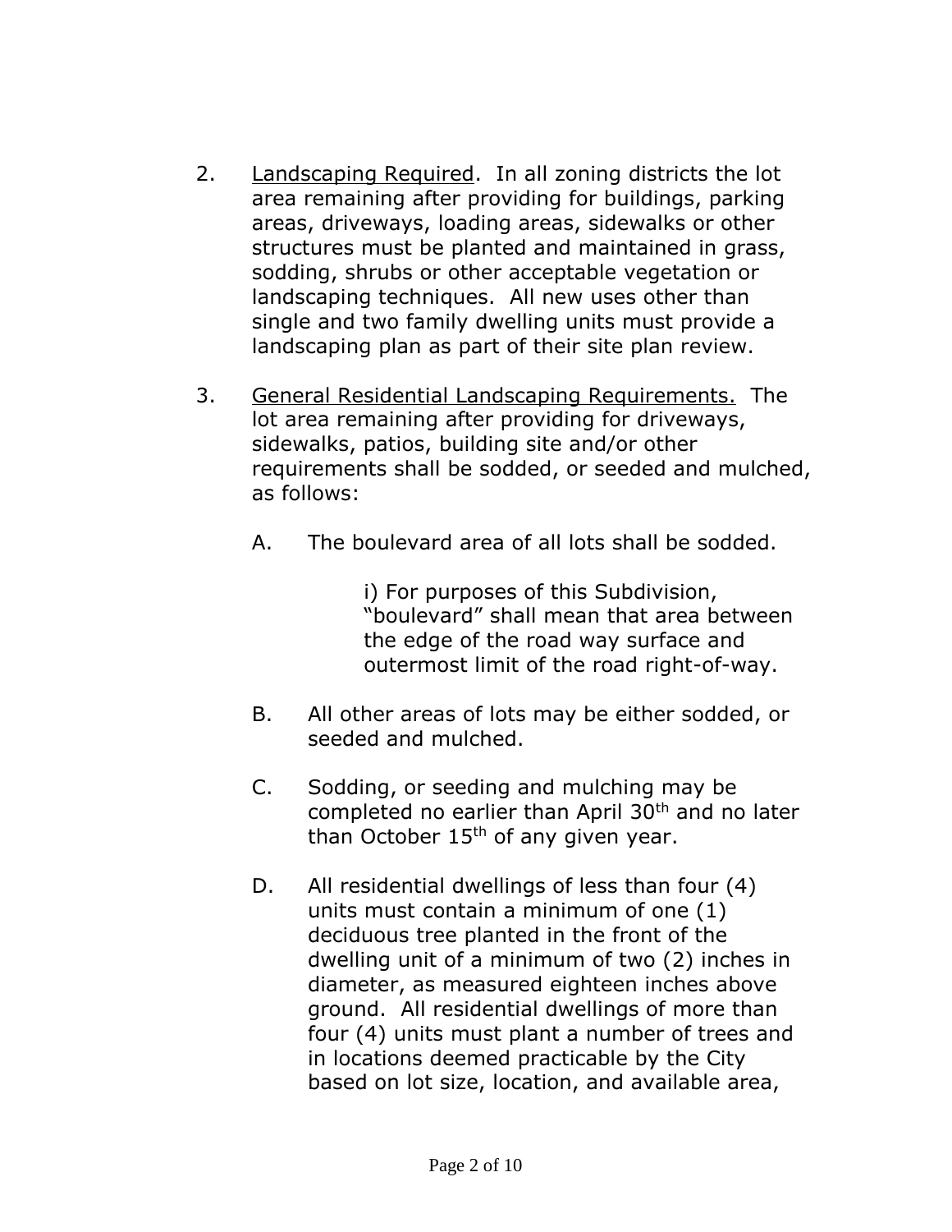2. <u>Landscaping Required</u>. In all zoning districts the lot area remaining after providing for buildings, parking areas, driveways, loading areas, sidewalks or other structures must be planted and maintained in grass, sodding, shrubs or other acceptable vegetation or landscaping techniques. All new uses other than single and two family dwelling units must provide a landscaping plan as part of their site plan review.

3. <u>General Residential Landscaping Requirements.</u> The lot area remaining after providing for driveways, sidewalks, patios, building site and/or other requirements shall be sodded, or seeded and mulched, as follows:

   A. The boulevard area of all lots shall be sodded.

      i) For purposes of this Subdivision, "boulevard" shall mean that area between the edge of the road way surface and outermost limit of the road right-of-way.

   B. All other areas of lots may be either sodded, or seeded and mulched.

   C. Sodding, or seeding and mulching may be completed no earlier than April 30th and no later than October 15th of any given year.

   D. All residential dwellings of less than four (4) units must contain a minimum of one (1) deciduous tree planted in the front of the dwelling unit of a minimum of two (2) inches in diameter, as measured eighteen inches above ground. All residential dwellings of more than four (4) units must plant a number of trees and in locations deemed practicable by the City based on lot size, location, and available area,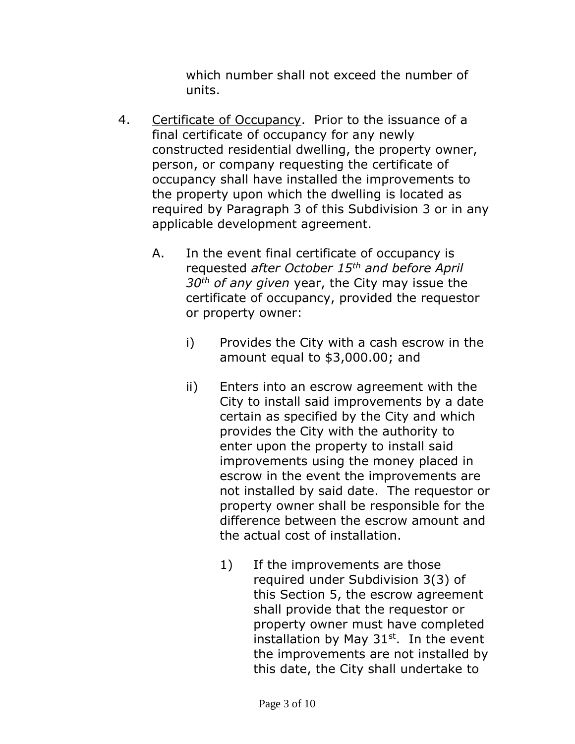which number shall not exceed the number of units.

4. <u>Certificate of Occupancy</u>. Prior to the issuance of a final certificate of occupancy for any newly constructed residential dwelling, the property owner, person, or company requesting the certificate of occupancy shall have installed the improvements to the property upon which the dwelling is located as required by Paragraph 3 of this Subdivision 3 or in any applicable development agreement.

   A. In the event final certificate of occupancy is requested *after October 15th and before April 30th of any given* year, the City may issue the certificate of occupancy, provided the requestor or property owner:

      i) Provides the City with a cash escrow in the amount equal to $3,000.00; and

      ii) Enters into an escrow agreement with the City to install said improvements by a date certain as specified by the City and which provides the City with the authority to enter upon the property to install said improvements using the money placed in escrow in the event the improvements are not installed by said date. The requestor or property owner shall be responsible for the difference between the escrow amount and the actual cost of installation.

         1) If the improvements are those required under Subdivision 3(3) of this Section 5, the escrow agreement shall provide that the requestor or property owner must have completed installation by May 31st. In the event the improvements are not installed by this date, the City shall undertake to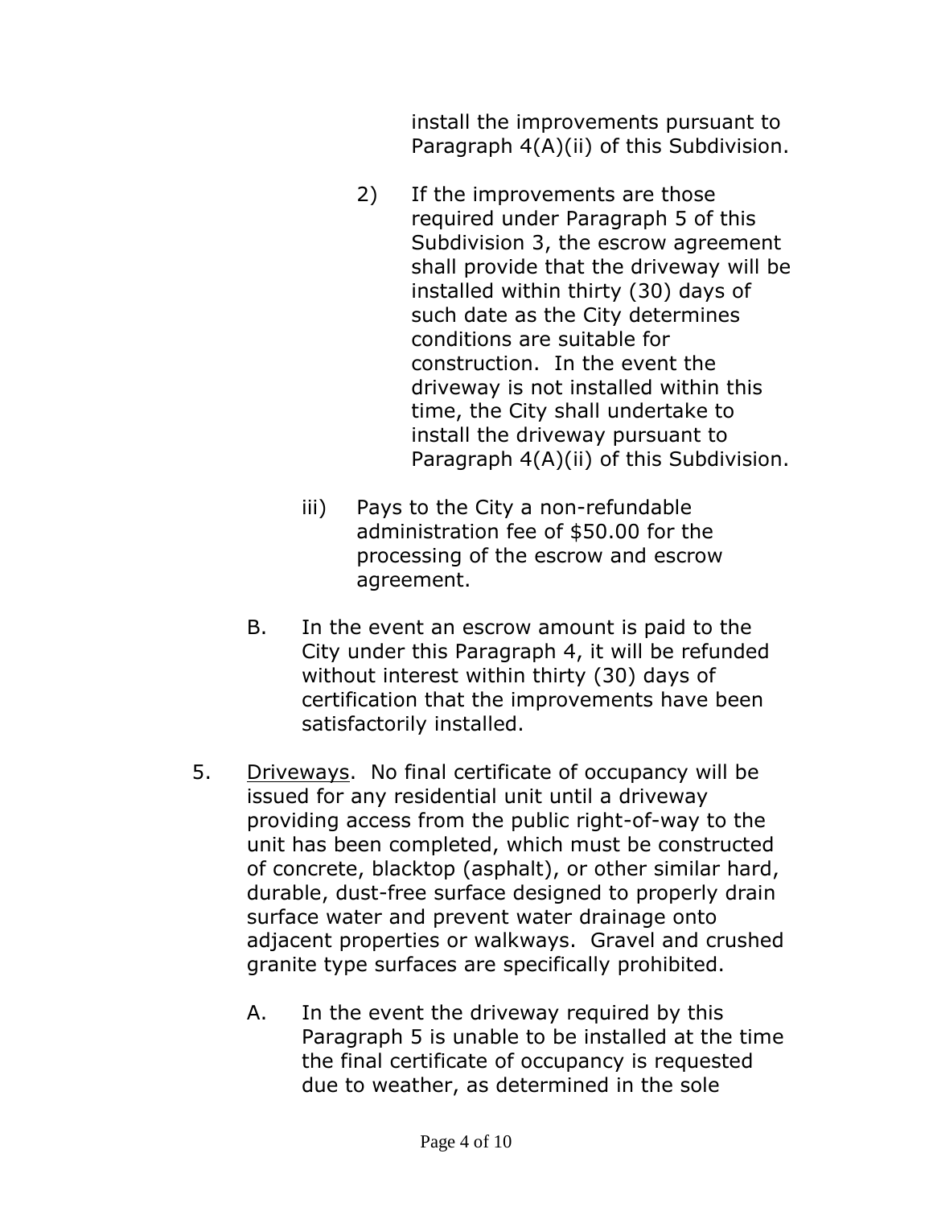install the improvements pursuant to Paragraph 4(A)(ii) of this Subdivision.

2) If the improvements are those required under Paragraph 5 of this Subdivision 3, the escrow agreement shall provide that the driveway will be installed within thirty (30) days of such date as the City determines conditions are suitable for construction. In the event the driveway is not installed within this time, the City shall undertake to install the driveway pursuant to Paragraph 4(A)(ii) of this Subdivision.

iii) Pays to the City a non-refundable administration fee of $50.00 for the processing of the escrow and escrow agreement.

B. In the event an escrow amount is paid to the City under this Paragraph 4, it will be refunded without interest within thirty (30) days of certification that the improvements have been satisfactorily installed.

5. Driveways. No final certificate of occupancy will be issued for any residential unit until a driveway providing access from the public right-of-way to the unit has been completed, which must be constructed of concrete, blacktop (asphalt), or other similar hard, durable, dust-free surface designed to properly drain surface water and prevent water drainage onto adjacent properties or walkways. Gravel and crushed granite type surfaces are specifically prohibited.

A. In the event the driveway required by this Paragraph 5 is unable to be installed at the time the final certificate of occupancy is requested due to weather, as determined in the sole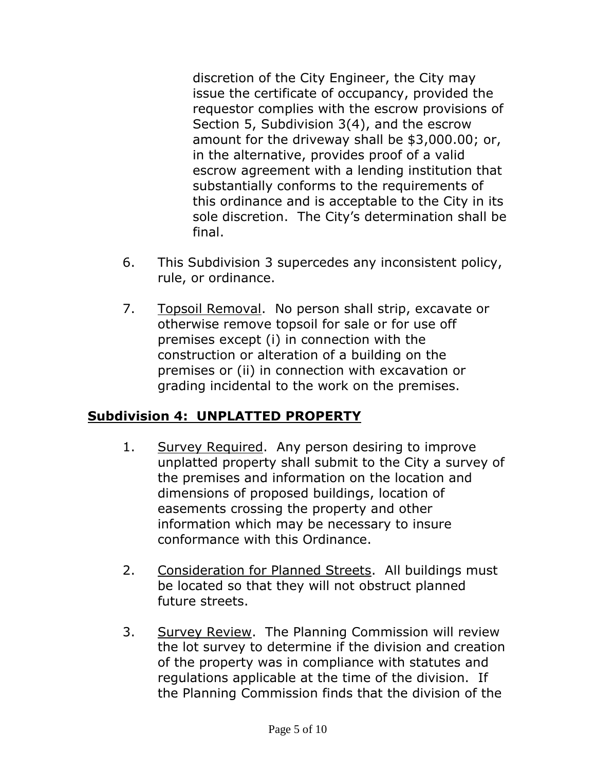discretion of the City Engineer, the City may issue the certificate of occupancy, provided the requestor complies with the escrow provisions of Section 5, Subdivision 3(4), and the escrow amount for the driveway shall be $3,000.00; or, in the alternative, provides proof of a valid escrow agreement with a lending institution that substantially conforms to the requirements of this ordinance and is acceptable to the City in its sole discretion. The City's determination shall be final.

6. This Subdivision 3 supercedes any inconsistent policy, rule, or ordinance.

7. Topsoil Removal. No person shall strip, excavate or otherwise remove topsoil for sale or for use off premises except (i) in connection with the construction or alteration of a building on the premises or (ii) in connection with excavation or grading incidental to the work on the premises.

## Subdivision 4: UNPLATTED PROPERTY

1. Survey Required. Any person desiring to improve unplatted property shall submit to the City a survey of the premises and information on the location and dimensions of proposed buildings, location of easements crossing the property and other information which may be necessary to insure conformance with this Ordinance.

2. Consideration for Planned Streets. All buildings must be located so that they will not obstruct planned future streets.

3. Survey Review. The Planning Commission will review the lot survey to determine if the division and creation of the property was in compliance with statutes and regulations applicable at the time of the division. If the Planning Commission finds that the division of the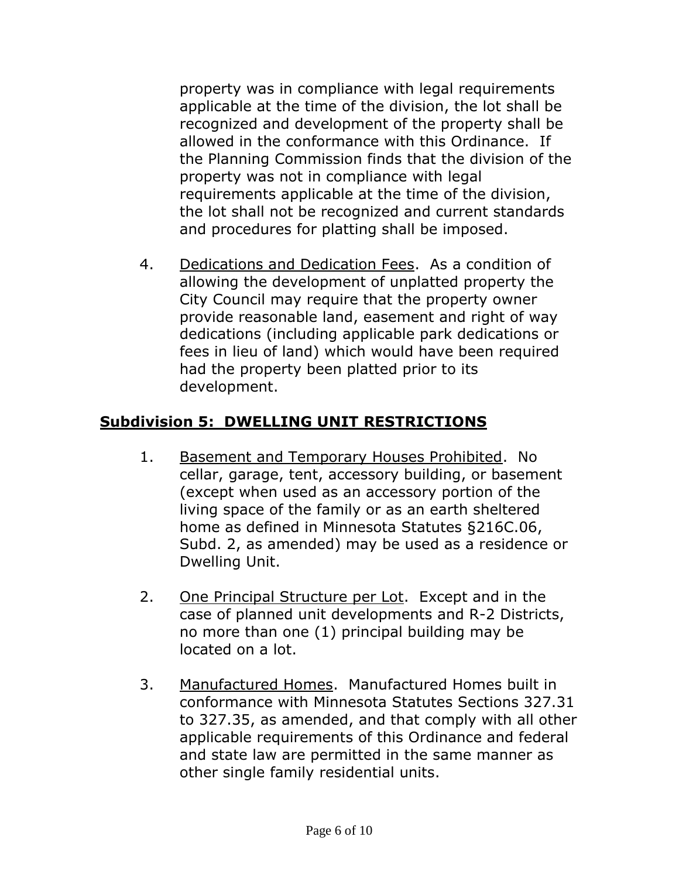property was in compliance with legal requirements applicable at the time of the division, the lot shall be recognized and development of the property shall be allowed in the conformance with this Ordinance. If the Planning Commission finds that the division of the property was not in compliance with legal requirements applicable at the time of the division, the lot shall not be recognized and current standards and procedures for platting shall be imposed.

4. Dedications and Dedication Fees. As a condition of allowing the development of unplatted property the City Council may require that the property owner provide reasonable land, easement and right of way dedications (including applicable park dedications or fees in lieu of land) which would have been required had the property been platted prior to its development.

## Subdivision 5: DWELLING UNIT RESTRICTIONS

1. Basement and Temporary Houses Prohibited. No cellar, garage, tent, accessory building, or basement (except when used as an accessory portion of the living space of the family or as an earth sheltered home as defined in Minnesota Statutes §216C.06, Subd. 2, as amended) may be used as a residence or Dwelling Unit.

2. One Principal Structure per Lot. Except and in the case of planned unit developments and R-2 Districts, no more than one (1) principal building may be located on a lot.

3. Manufactured Homes. Manufactured Homes built in conformance with Minnesota Statutes Sections 327.31 to 327.35, as amended, and that comply with all other applicable requirements of this Ordinance and federal and state law are permitted in the same manner as other single family residential units.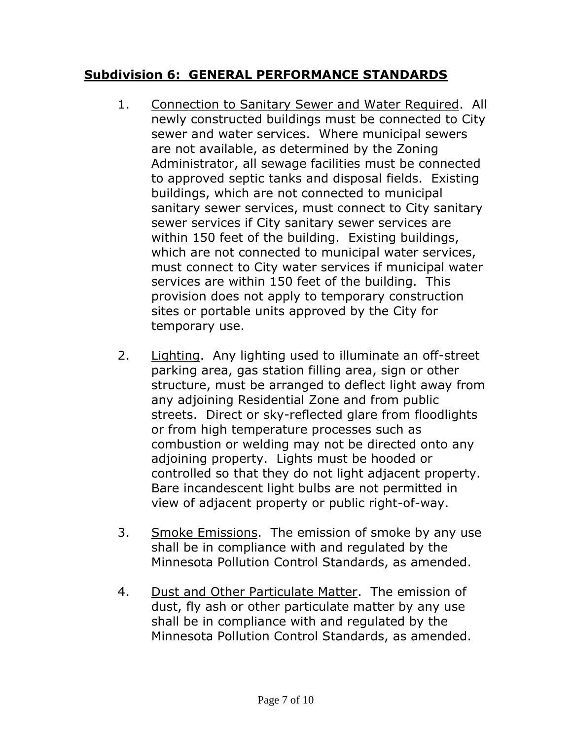## **Subdivision 6: GENERAL PERFORMANCE STANDARDS**

1. Connection to Sanitary Sewer and Water Required. All newly constructed buildings must be connected to City sewer and water services. Where municipal sewers are not available, as determined by the Zoning Administrator, all sewage facilities must be connected to approved septic tanks and disposal fields. Existing buildings, which are not connected to municipal sanitary sewer services, must connect to City sanitary sewer services if City sanitary sewer services are within 150 feet of the building. Existing buildings, which are not connected to municipal water services, must connect to City water services if municipal water services are within 150 feet of the building. This provision does not apply to temporary construction sites or portable units approved by the City for temporary use.

2. Lighting. Any lighting used to illuminate an off-street parking area, gas station filling area, sign or other structure, must be arranged to deflect light away from any adjoining Residential Zone and from public streets. Direct or sky-reflected glare from floodlights or from high temperature processes such as combustion or welding may not be directed onto any adjoining property. Lights must be hooded or controlled so that they do not light adjacent property. Bare incandescent light bulbs are not permitted in view of adjacent property or public right-of-way.

3. Smoke Emissions. The emission of smoke by any use shall be in compliance with and regulated by the Minnesota Pollution Control Standards, as amended.

4. Dust and Other Particulate Matter. The emission of dust, fly ash or other particulate matter by any use shall be in compliance with and regulated by the Minnesota Pollution Control Standards, as amended.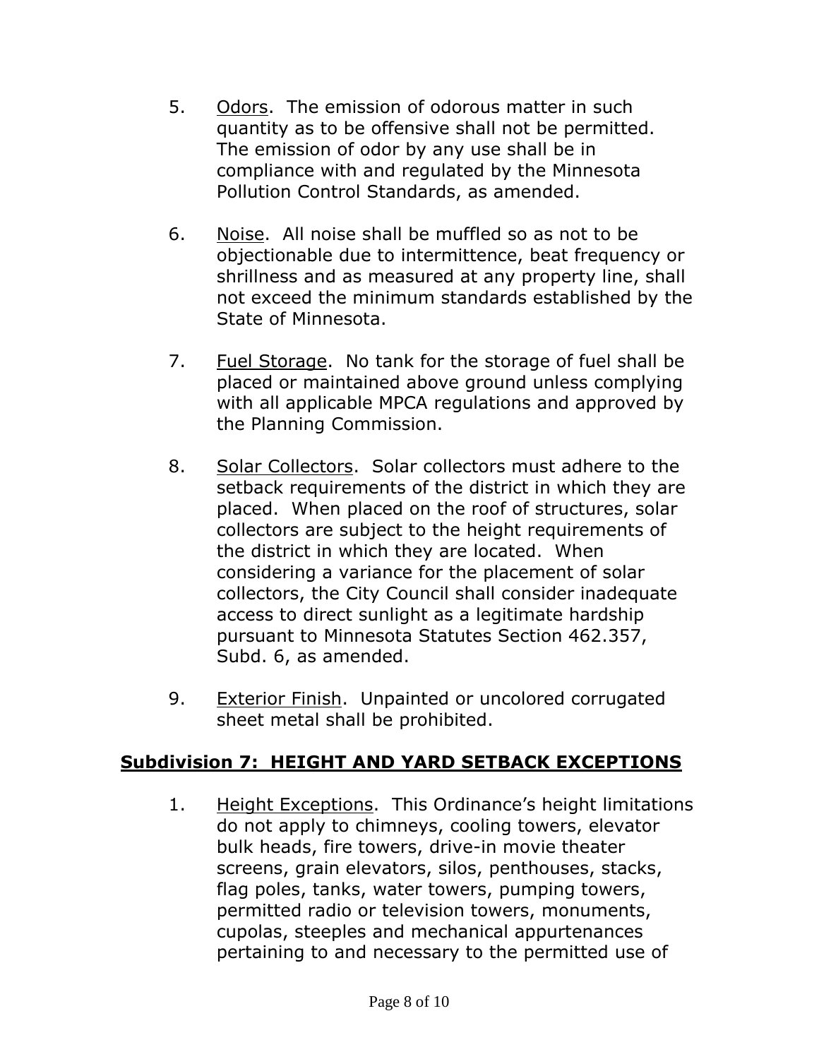5. Odors. The emission of odorous matter in such quantity as to be offensive shall not be permitted. The emission of odor by any use shall be in compliance with and regulated by the Minnesota Pollution Control Standards, as amended.

6. Noise. All noise shall be muffled so as not to be objectionable due to intermittence, beat frequency or shrillness and as measured at any property line, shall not exceed the minimum standards established by the State of Minnesota.

7. Fuel Storage. No tank for the storage of fuel shall be placed or maintained above ground unless complying with all applicable MPCA regulations and approved by the Planning Commission.

8. Solar Collectors. Solar collectors must adhere to the setback requirements of the district in which they are placed. When placed on the roof of structures, solar collectors are subject to the height requirements of the district in which they are located. When considering a variance for the placement of solar collectors, the City Council shall consider inadequate access to direct sunlight as a legitimate hardship pursuant to Minnesota Statutes Section 462.357, Subd. 6, as amended.

9. Exterior Finish. Unpainted or uncolored corrugated sheet metal shall be prohibited.

## Subdivision 7: HEIGHT AND YARD SETBACK EXCEPTIONS

1. Height Exceptions. This Ordinance's height limitations do not apply to chimneys, cooling towers, elevator bulk heads, fire towers, drive-in movie theater screens, grain elevators, silos, penthouses, stacks, flag poles, tanks, water towers, pumping towers, permitted radio or television towers, monuments, cupolas, steeples and mechanical appurtenances pertaining to and necessary to the permitted use of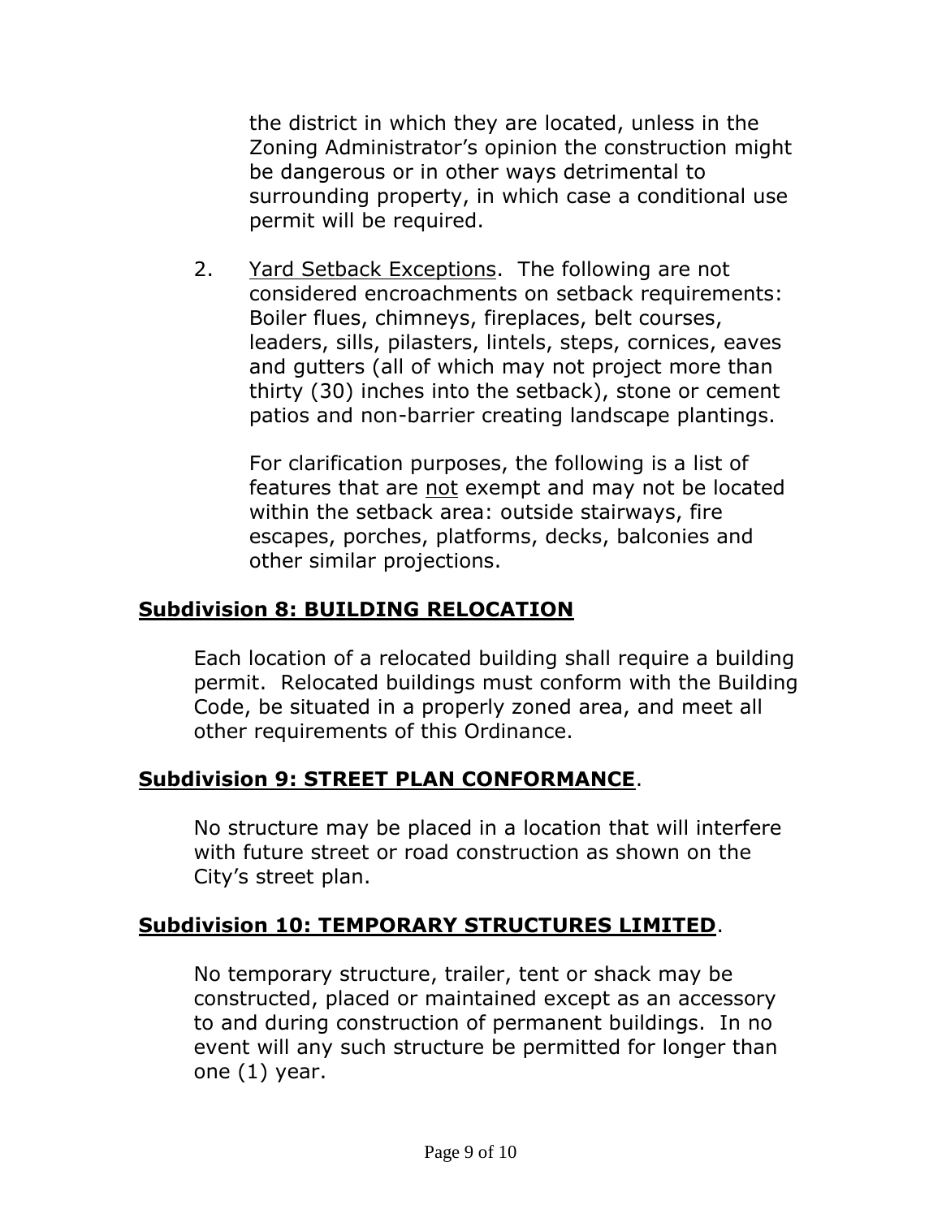the district in which they are located, unless in the Zoning Administrator's opinion the construction might be dangerous or in other ways detrimental to surrounding property, in which case a conditional use permit will be required.

2. Yard Setback Exceptions. The following are not considered encroachments on setback requirements: Boiler flues, chimneys, fireplaces, belt courses, leaders, sills, pilasters, lintels, steps, cornices, eaves and gutters (all of which may not project more than thirty (30) inches into the setback), stone or cement patios and non-barrier creating landscape plantings.

   For clarification purposes, the following is a list of features that are not exempt and may not be located within the setback area: outside stairways, fire escapes, porches, platforms, decks, balconies and other similar projections.

## Subdivision 8: BUILDING RELOCATION

Each location of a relocated building shall require a building permit. Relocated buildings must conform with the Building Code, be situated in a properly zoned area, and meet all other requirements of this Ordinance.

## Subdivision 9: STREET PLAN CONFORMANCE.

No structure may be placed in a location that will interfere with future street or road construction as shown on the City's street plan.

## Subdivision 10: TEMPORARY STRUCTURES LIMITED.

No temporary structure, trailer, tent or shack may be constructed, placed or maintained except as an accessory to and during construction of permanent buildings. In no event will any such structure be permitted for longer than one (1) year.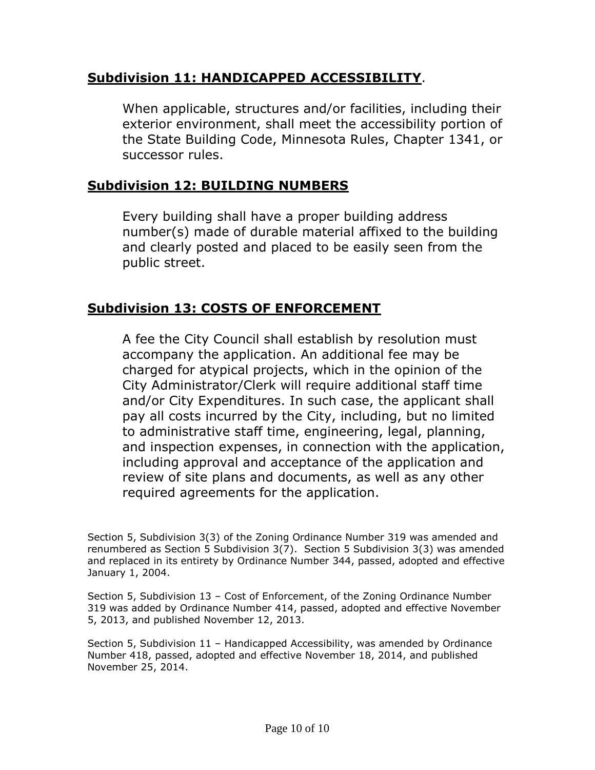## **Subdivision 11: HANDICAPPED ACCESSIBILITY**.

When applicable, structures and/or facilities, including their exterior environment, shall meet the accessibility portion of the State Building Code, Minnesota Rules, Chapter 1341, or successor rules.

## **Subdivision 12: BUILDING NUMBERS**

Every building shall have a proper building address number(s) made of durable material affixed to the building and clearly posted and placed to be easily seen from the public street.

## **Subdivision 13: COSTS OF ENFORCEMENT**

A fee the City Council shall establish by resolution must accompany the application. An additional fee may be charged for atypical projects, which in the opinion of the City Administrator/Clerk will require additional staff time and/or City Expenditures. In such case, the applicant shall pay all costs incurred by the City, including, but no limited to administrative staff time, engineering, legal, planning, and inspection expenses, in connection with the application, including approval and acceptance of the application and review of site plans and documents, as well as any other required agreements for the application.

Section 5, Subdivision 3(3) of the Zoning Ordinance Number 319 was amended and renumbered as Section 5 Subdivision 3(7). Section 5 Subdivision 3(3) was amended and replaced in its entirety by Ordinance Number 344, passed, adopted and effective January 1, 2004.

Section 5, Subdivision 13 – Cost of Enforcement, of the Zoning Ordinance Number 319 was added by Ordinance Number 414, passed, adopted and effective November 5, 2013, and published November 12, 2013.

Section 5, Subdivision 11 – Handicapped Accessibility, was amended by Ordinance Number 418, passed, adopted and effective November 18, 2014, and published November 25, 2014.